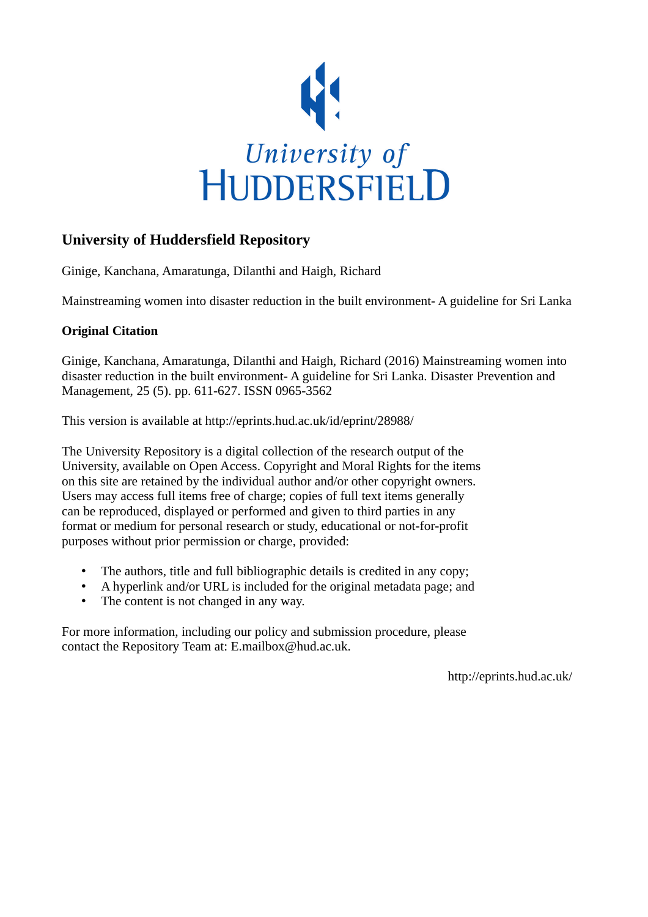University of
HUDDERSFIELD

## University of Huddersfield Repository

Ginige, Kanchana, Amaratunga, Dilanthi and Haigh, Richard

Mainstreaming women into disaster reduction in the built environment- A guideline for Sri Lanka

### Original Citation

Ginige, Kanchana, Amaratunga, Dilanthi and Haigh, Richard (2016) Mainstreaming women into disaster reduction in the built environment- A guideline for Sri Lanka. Disaster Prevention and Management, 25 (5). pp. 611-627. ISSN 0965-3562

This version is available at http://eprints.hud.ac.uk/id/eprint/28988/

The University Repository is a digital collection of the research output of the University, available on Open Access. Copyright and Moral Rights for the items on this site are retained by the individual author and/or other copyright owners. Users may access full items free of charge; copies of full text items generally can be reproduced, displayed or performed and given to third parties in any format or medium for personal research or study, educational or not-for-profit purposes without prior permission or charge, provided:

- The authors, title and full bibliographic details is credited in any copy;
- A hyperlink and/or URL is included for the original metadata page; and
- The content is not changed in any way.

For more information, including our policy and submission procedure, please contact the Repository Team at: E.mailbox@hud.ac.uk.

http://eprints.hud.ac.uk/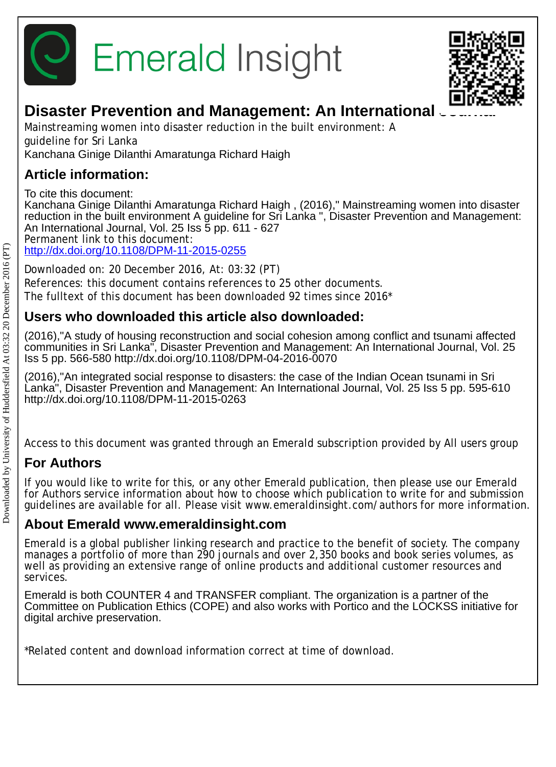# Emerald Insight

## Disaster Prevention and Management: An International Journal

Mainstreaming women into disaster reduction in the built environment: A guideline for Sri Lanka

Kanchana Ginige Dilanthi Amaratunga Richard Haigh

## Article information:

To cite this document:
Kanchana Ginige Dilanthi Amaratunga Richard Haigh , (2016)," Mainstreaming women into disaster reduction in the built environment A guideline for Sri Lanka ", Disaster Prevention and Management: An International Journal, Vol. 25 Iss 5 pp. 611 - 627
Permanent link to this document:
http://dx.doi.org/10.1108/DPM-11-2015-0255

Downloaded on: 20 December 2016, At: 03:32 (PT)
References: this document contains references to 25 other documents.
The fulltext of this document has been downloaded 92 times since 2016*

## Users who downloaded this article also downloaded:

(2016),"A study of housing reconstruction and social cohesion among conflict and tsunami affected communities in Sri Lanka", Disaster Prevention and Management: An International Journal, Vol. 25 Iss 5 pp. 566-580 http://dx.doi.org/10.1108/DPM-04-2016-0070

(2016),"An integrated social response to disasters: the case of the Indian Ocean tsunami in Sri Lanka", Disaster Prevention and Management: An International Journal, Vol. 25 Iss 5 pp. 595-610 http://dx.doi.org/10.1108/DPM-11-2015-0263

Access to this document was granted through an Emerald subscription provided by All users group

## For Authors

If you would like to write for this, or any other Emerald publication, then please use our Emerald for Authors service information about how to choose which publication to write for and submission guidelines are available for all. Please visit www.emeraldinsight.com/authors for more information.

## About Emerald www.emeraldinsight.com

Emerald is a global publisher linking research and practice to the benefit of society. The company manages a portfolio of more than 290 journals and over 2,350 books and book series volumes, as well as providing an extensive range of online products and additional customer resources and services.

Emerald is both COUNTER 4 and TRANSFER compliant. The organization is a partner of the Committee on Publication Ethics (COPE) and also works with Portico and the LOCKSS initiative for digital archive preservation.

*Related content and download information correct at time of download.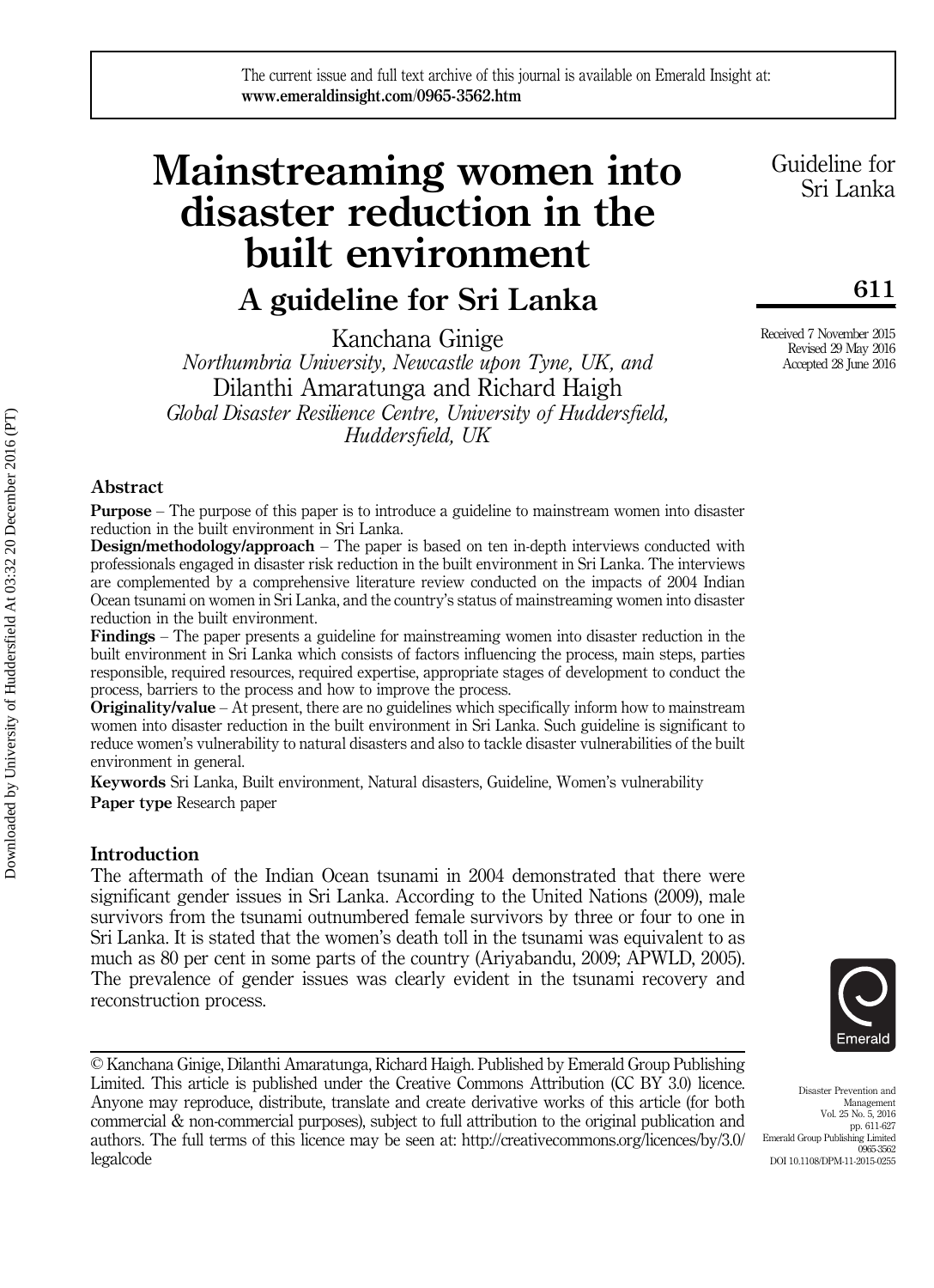# Mainstreaming women into disaster reduction in the built environment

## A guideline for Sri Lanka

Kanchana Ginige
*Northumbria University, Newcastle upon Tyne, UK, and*
Dilanthi Amaratunga and Richard Haigh
*Global Disaster Resilience Centre, University of Huddersfield, Huddersfield, UK*

Received 7 November 2015
Revised 29 May 2016
Accepted 28 June 2016

### Abstract

**Purpose** – The purpose of this paper is to introduce a guideline to mainstream women into disaster reduction in the built environment in Sri Lanka.

**Design/methodology/approach** – The paper is based on ten in-depth interviews conducted with professionals engaged in disaster risk reduction in the built environment in Sri Lanka. The interviews are complemented by a comprehensive literature review conducted on the impacts of 2004 Indian Ocean tsunami on women in Sri Lanka, and the country's status of mainstreaming women into disaster reduction in the built environment.

**Findings** – The paper presents a guideline for mainstreaming women into disaster reduction in the built environment in Sri Lanka which consists of factors influencing the process, main steps, parties responsible, required resources, required expertise, appropriate stages of development to conduct the process, barriers to the process and how to improve the process.

**Originality/value** – At present, there are no guidelines which specifically inform how to mainstream women into disaster reduction in the built environment in Sri Lanka. Such guideline is significant to reduce women's vulnerability to natural disasters and also to tackle disaster vulnerabilities of the built environment in general.

**Keywords** Sri Lanka, Built environment, Natural disasters, Guideline, Women's vulnerability

**Paper type** Research paper

### Introduction

The aftermath of the Indian Ocean tsunami in 2004 demonstrated that there were significant gender issues in Sri Lanka. According to the United Nations (2009), male survivors from the tsunami outnumbered female survivors by three or four to one in Sri Lanka. It is stated that the women's death toll in the tsunami was equivalent to as much as 80 per cent in some parts of the country (Ariyabandu, 2009; APWLD, 2005). The prevalence of gender issues was clearly evident in the tsunami recovery and reconstruction process.

© Kanchana Ginige, Dilanthi Amaratunga, Richard Haigh. Published by Emerald Group Publishing Limited. This article is published under the Creative Commons Attribution (CC BY 3.0) licence. Anyone may reproduce, distribute, translate and create derivative works of this article (for both commercial & non-commercial purposes), subject to full attribution to the original publication and authors. The full terms of this licence may be seen at: http://creativecommons.org/licences/by/3.0/legalcode

Disaster Prevention and Management
Vol. 25 No. 5, 2016
pp. 611-627
Emerald Group Publishing Limited
0965-3562
DOI 10.1108/DPM-11-2015-0255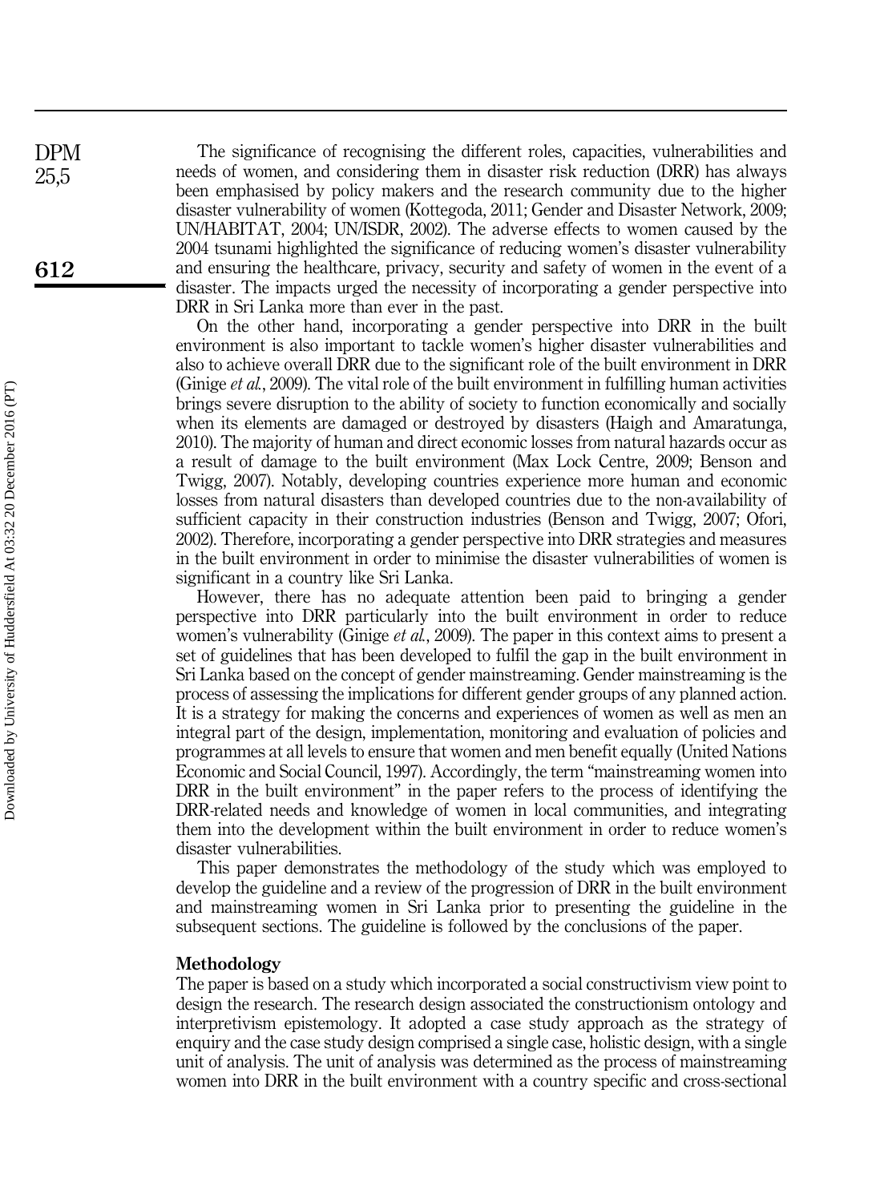The significance of recognising the different roles, capacities, vulnerabilities and needs of women, and considering them in disaster risk reduction (DRR) has always been emphasised by policy makers and the research community due to the higher disaster vulnerability of women (Kottegoda, 2011; Gender and Disaster Network, 2009; UN/HABITAT, 2004; UN/ISDR, 2002). The adverse effects to women caused by the 2004 tsunami highlighted the significance of reducing women's disaster vulnerability and ensuring the healthcare, privacy, security and safety of women in the event of a disaster. The impacts urged the necessity of incorporating a gender perspective into DRR in Sri Lanka more than ever in the past.

On the other hand, incorporating a gender perspective into DRR in the built environment is also important to tackle women's higher disaster vulnerabilities and also to achieve overall DRR due to the significant role of the built environment in DRR (Ginige *et al.*, 2009). The vital role of the built environment in fulfilling human activities brings severe disruption to the ability of society to function economically and socially when its elements are damaged or destroyed by disasters (Haigh and Amaratunga, 2010). The majority of human and direct economic losses from natural hazards occur as a result of damage to the built environment (Max Lock Centre, 2009; Benson and Twigg, 2007). Notably, developing countries experience more human and economic losses from natural disasters than developed countries due to the non-availability of sufficient capacity in their construction industries (Benson and Twigg, 2007; Ofori, 2002). Therefore, incorporating a gender perspective into DRR strategies and measures in the built environment in order to minimise the disaster vulnerabilities of women is significant in a country like Sri Lanka.

However, there has no adequate attention been paid to bringing a gender perspective into DRR particularly into the built environment in order to reduce women's vulnerability (Ginige *et al.*, 2009). The paper in this context aims to present a set of guidelines that has been developed to fulfil the gap in the built environment in Sri Lanka based on the concept of gender mainstreaming. Gender mainstreaming is the process of assessing the implications for different gender groups of any planned action. It is a strategy for making the concerns and experiences of women as well as men an integral part of the design, implementation, monitoring and evaluation of policies and programmes at all levels to ensure that women and men benefit equally (United Nations Economic and Social Council, 1997). Accordingly, the term "mainstreaming women into DRR in the built environment" in the paper refers to the process of identifying the DRR-related needs and knowledge of women in local communities, and integrating them into the development within the built environment in order to reduce women's disaster vulnerabilities.

This paper demonstrates the methodology of the study which was employed to develop the guideline and a review of the progression of DRR in the built environment and mainstreaming women in Sri Lanka prior to presenting the guideline in the subsequent sections. The guideline is followed by the conclusions of the paper.

## Methodology

The paper is based on a study which incorporated a social constructivism view point to design the research. The research design associated the constructionism ontology and interpretivism epistemology. It adopted a case study approach as the strategy of enquiry and the case study design comprised a single case, holistic design, with a single unit of analysis. The unit of analysis was determined as the process of mainstreaming women into DRR in the built environment with a country specific and cross-sectional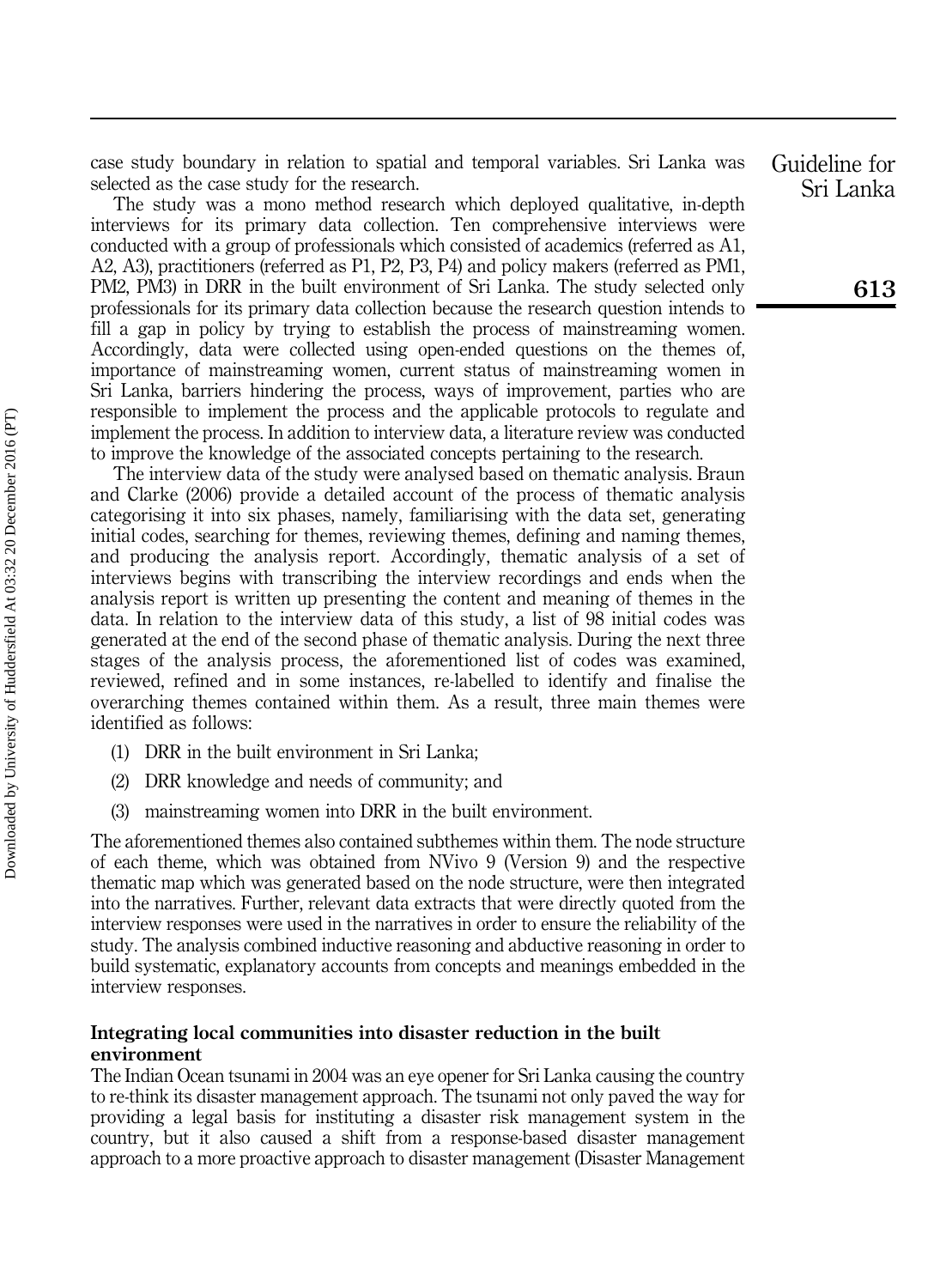case study boundary in relation to spatial and temporal variables. Sri Lanka was selected as the case study for the research.

The study was a mono method research which deployed qualitative, in-depth interviews for its primary data collection. Ten comprehensive interviews were conducted with a group of professionals which consisted of academics (referred as A1, A2, A3), practitioners (referred as P1, P2, P3, P4) and policy makers (referred as PM1, PM2, PM3) in DRR in the built environment of Sri Lanka. The study selected only professionals for its primary data collection because the research question intends to fill a gap in policy by trying to establish the process of mainstreaming women. Accordingly, data were collected using open-ended questions on the themes of, importance of mainstreaming women, current status of mainstreaming women in Sri Lanka, barriers hindering the process, ways of improvement, parties who are responsible to implement the process and the applicable protocols to regulate and implement the process. In addition to interview data, a literature review was conducted to improve the knowledge of the associated concepts pertaining to the research.

The interview data of the study were analysed based on thematic analysis. Braun and Clarke (2006) provide a detailed account of the process of thematic analysis categorising it into six phases, namely, familiarising with the data set, generating initial codes, searching for themes, reviewing themes, defining and naming themes, and producing the analysis report. Accordingly, thematic analysis of a set of interviews begins with transcribing the interview recordings and ends when the analysis report is written up presenting the content and meaning of themes in the data. In relation to the interview data of this study, a list of 98 initial codes was generated at the end of the second phase of thematic analysis. During the next three stages of the analysis process, the aforementioned list of codes was examined, reviewed, refined and in some instances, re-labelled to identify and finalise the overarching themes contained within them. As a result, three main themes were identified as follows:

1. DRR in the built environment in Sri Lanka;
2. DRR knowledge and needs of community; and
3. mainstreaming women into DRR in the built environment.

The aforementioned themes also contained subthemes within them. The node structure of each theme, which was obtained from NVivo 9 (Version 9) and the respective thematic map which was generated based on the node structure, were then integrated into the narratives. Further, relevant data extracts that were directly quoted from the interview responses were used in the narratives in order to ensure the reliability of the study. The analysis combined inductive reasoning and abductive reasoning in order to build systematic, explanatory accounts from concepts and meanings embedded in the interview responses.

## Integrating local communities into disaster reduction in the built environment

The Indian Ocean tsunami in 2004 was an eye opener for Sri Lanka causing the country to re-think its disaster management approach. The tsunami not only paved the way for providing a legal basis for instituting a disaster risk management system in the country, but it also caused a shift from a response-based disaster management approach to a more proactive approach to disaster management (Disaster Management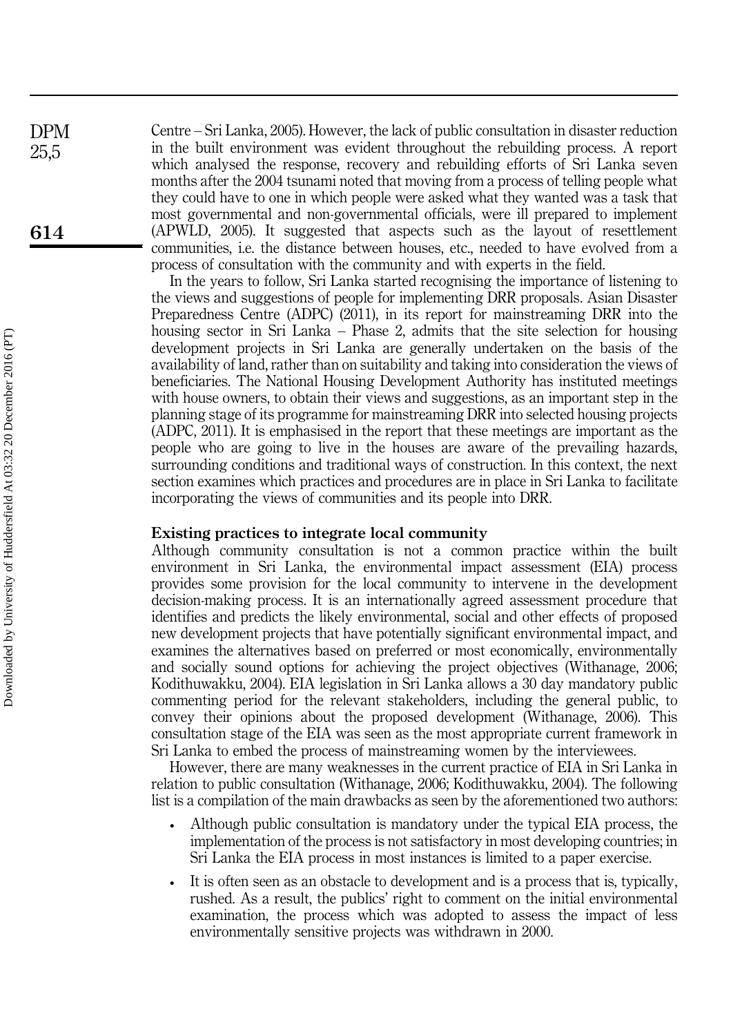Centre – Sri Lanka, 2005). However, the lack of public consultation in disaster reduction in the built environment was evident throughout the rebuilding process. A report which analysed the response, recovery and rebuilding efforts of Sri Lanka seven months after the 2004 tsunami noted that moving from a process of telling people what they could have to one in which people were asked what they wanted was a task that most governmental and non-governmental officials, were ill prepared to implement (APWLD, 2005). It suggested that aspects such as the layout of resettlement communities, i.e. the distance between houses, etc., needed to have evolved from a process of consultation with the community and with experts in the field.

In the years to follow, Sri Lanka started recognising the importance of listening to the views and suggestions of people for implementing DRR proposals. Asian Disaster Preparedness Centre (ADPC) (2011), in its report for mainstreaming DRR into the housing sector in Sri Lanka – Phase 2, admits that the site selection for housing development projects in Sri Lanka are generally undertaken on the basis of the availability of land, rather than on suitability and taking into consideration the views of beneficiaries. The National Housing Development Authority has instituted meetings with house owners, to obtain their views and suggestions, as an important step in the planning stage of its programme for mainstreaming DRR into selected housing projects (ADPC, 2011). It is emphasised in the report that these meetings are important as the people who are going to live in the houses are aware of the prevailing hazards, surrounding conditions and traditional ways of construction. In this context, the next section examines which practices and procedures are in place in Sri Lanka to facilitate incorporating the views of communities and its people into DRR.

## Existing practices to integrate local community

Although community consultation is not a common practice within the built environment in Sri Lanka, the environmental impact assessment (EIA) process provides some provision for the local community to intervene in the development decision-making process. It is an internationally agreed assessment procedure that identifies and predicts the likely environmental, social and other effects of proposed new development projects that have potentially significant environmental impact, and examines the alternatives based on preferred or most economically, environmentally and socially sound options for achieving the project objectives (Withanage, 2006; Kodithuwakku, 2004). EIA legislation in Sri Lanka allows a 30 day mandatory public commenting period for the relevant stakeholders, including the general public, to convey their opinions about the proposed development (Withanage, 2006). This consultation stage of the EIA was seen as the most appropriate current framework in Sri Lanka to embed the process of mainstreaming women by the interviewees.

However, there are many weaknesses in the current practice of EIA in Sri Lanka in relation to public consultation (Withanage, 2006; Kodithuwakku, 2004). The following list is a compilation of the main drawbacks as seen by the aforementioned two authors:

- Although public consultation is mandatory under the typical EIA process, the implementation of the process is not satisfactory in most developing countries; in Sri Lanka the EIA process in most instances is limited to a paper exercise.
- It is often seen as an obstacle to development and is a process that is, typically, rushed. As a result, the publics' right to comment on the initial environmental examination, the process which was adopted to assess the impact of less environmentally sensitive projects was withdrawn in 2000.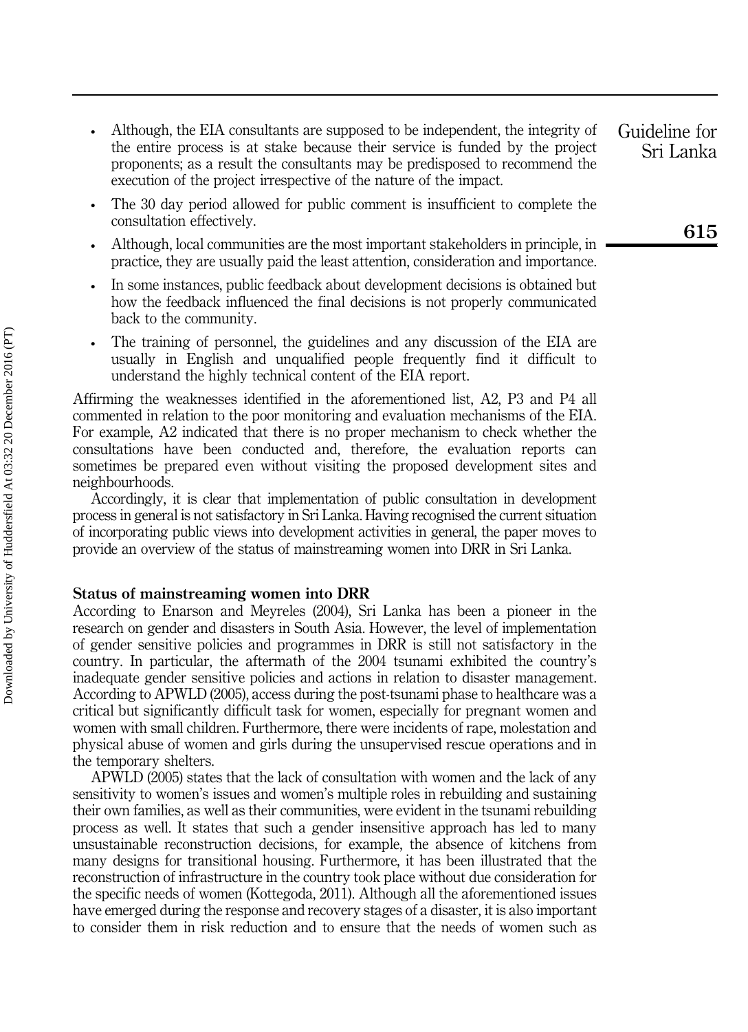- Although, the EIA consultants are supposed to be independent, the integrity of the entire process is at stake because their service is funded by the project proponents; as a result the consultants may be predisposed to recommend the execution of the project irrespective of the nature of the impact.
- The 30 day period allowed for public comment is insufficient to complete the consultation effectively.
- Although, local communities are the most important stakeholders in principle, in practice, they are usually paid the least attention, consideration and importance.
- In some instances, public feedback about development decisions is obtained but how the feedback influenced the final decisions is not properly communicated back to the community.
- The training of personnel, the guidelines and any discussion of the EIA are usually in English and unqualified people frequently find it difficult to understand the highly technical content of the EIA report.

Affirming the weaknesses identified in the aforementioned list, A2, P3 and P4 all commented in relation to the poor monitoring and evaluation mechanisms of the EIA. For example, A2 indicated that there is no proper mechanism to check whether the consultations have been conducted and, therefore, the evaluation reports can sometimes be prepared even without visiting the proposed development sites and neighbourhoods.

Accordingly, it is clear that implementation of public consultation in development process in general is not satisfactory in Sri Lanka. Having recognised the current situation of incorporating public views into development activities in general, the paper moves to provide an overview of the status of mainstreaming women into DRR in Sri Lanka.

### Status of mainstreaming women into DRR

According to Enarson and Meyreles (2004), Sri Lanka has been a pioneer in the research on gender and disasters in South Asia. However, the level of implementation of gender sensitive policies and programmes in DRR is still not satisfactory in the country. In particular, the aftermath of the 2004 tsunami exhibited the country's inadequate gender sensitive policies and actions in relation to disaster management. According to APWLD (2005), access during the post-tsunami phase to healthcare was a critical but significantly difficult task for women, especially for pregnant women and women with small children. Furthermore, there were incidents of rape, molestation and physical abuse of women and girls during the unsupervised rescue operations and in the temporary shelters.

APWLD (2005) states that the lack of consultation with women and the lack of any sensitivity to women's issues and women's multiple roles in rebuilding and sustaining their own families, as well as their communities, were evident in the tsunami rebuilding process as well. It states that such a gender insensitive approach has led to many unsustainable reconstruction decisions, for example, the absence of kitchens from many designs for transitional housing. Furthermore, it has been illustrated that the reconstruction of infrastructure in the country took place without due consideration for the specific needs of women (Kottegoda, 2011). Although all the aforementioned issues have emerged during the response and recovery stages of a disaster, it is also important to consider them in risk reduction and to ensure that the needs of women such as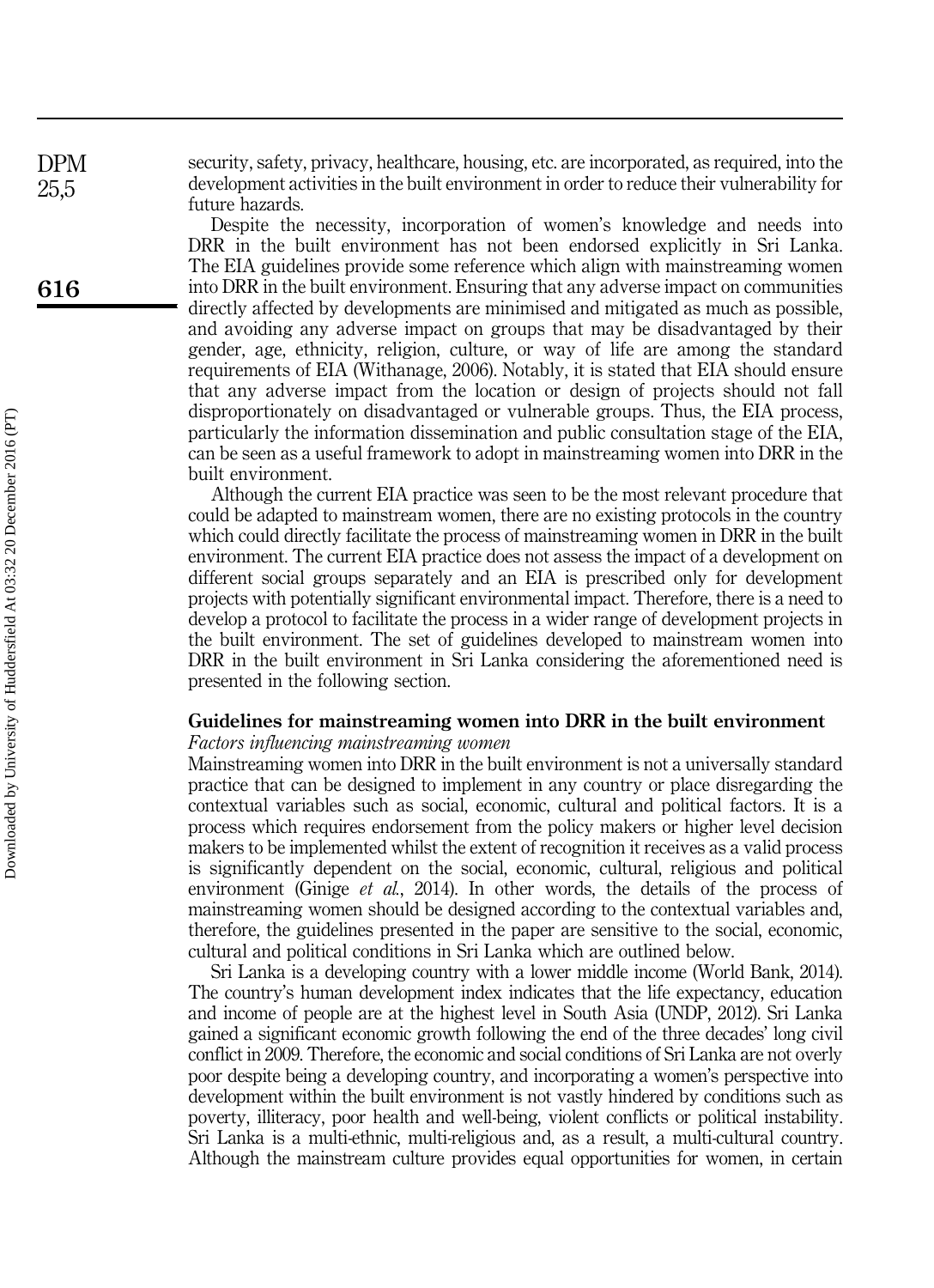security, safety, privacy, healthcare, housing, etc. are incorporated, as required, into the development activities in the built environment in order to reduce their vulnerability for future hazards.

Despite the necessity, incorporation of women's knowledge and needs into DRR in the built environment has not been endorsed explicitly in Sri Lanka. The EIA guidelines provide some reference which align with mainstreaming women into DRR in the built environment. Ensuring that any adverse impact on communities directly affected by developments are minimised and mitigated as much as possible, and avoiding any adverse impact on groups that may be disadvantaged by their gender, age, ethnicity, religion, culture, or way of life are among the standard requirements of EIA (Withanage, 2006). Notably, it is stated that EIA should ensure that any adverse impact from the location or design of projects should not fall disproportionately on disadvantaged or vulnerable groups. Thus, the EIA process, particularly the information dissemination and public consultation stage of the EIA, can be seen as a useful framework to adopt in mainstreaming women into DRR in the built environment.

Although the current EIA practice was seen to be the most relevant procedure that could be adapted to mainstream women, there are no existing protocols in the country which could directly facilitate the process of mainstreaming women in DRR in the built environment. The current EIA practice does not assess the impact of a development on different social groups separately and an EIA is prescribed only for development projects with potentially significant environmental impact. Therefore, there is a need to develop a protocol to facilitate the process in a wider range of development projects in the built environment. The set of guidelines developed to mainstream women into DRR in the built environment in Sri Lanka considering the aforementioned need is presented in the following section.

## Guidelines for mainstreaming women into DRR in the built environment

### *Factors influencing mainstreaming women*

Mainstreaming women into DRR in the built environment is not a universally standard practice that can be designed to implement in any country or place disregarding the contextual variables such as social, economic, cultural and political factors. It is a process which requires endorsement from the policy makers or higher level decision makers to be implemented whilst the extent of recognition it receives as a valid process is significantly dependent on the social, economic, cultural, religious and political environment (Ginige *et al.*, 2014). In other words, the details of the process of mainstreaming women should be designed according to the contextual variables and, therefore, the guidelines presented in the paper are sensitive to the social, economic, cultural and political conditions in Sri Lanka which are outlined below.

Sri Lanka is a developing country with a lower middle income (World Bank, 2014). The country's human development index indicates that the life expectancy, education and income of people are at the highest level in South Asia (UNDP, 2012). Sri Lanka gained a significant economic growth following the end of the three decades' long civil conflict in 2009. Therefore, the economic and social conditions of Sri Lanka are not overly poor despite being a developing country, and incorporating a women's perspective into development within the built environment is not vastly hindered by conditions such as poverty, illiteracy, poor health and well-being, violent conflicts or political instability. Sri Lanka is a multi-ethnic, multi-religious and, as a result, a multi-cultural country. Although the mainstream culture provides equal opportunities for women, in certain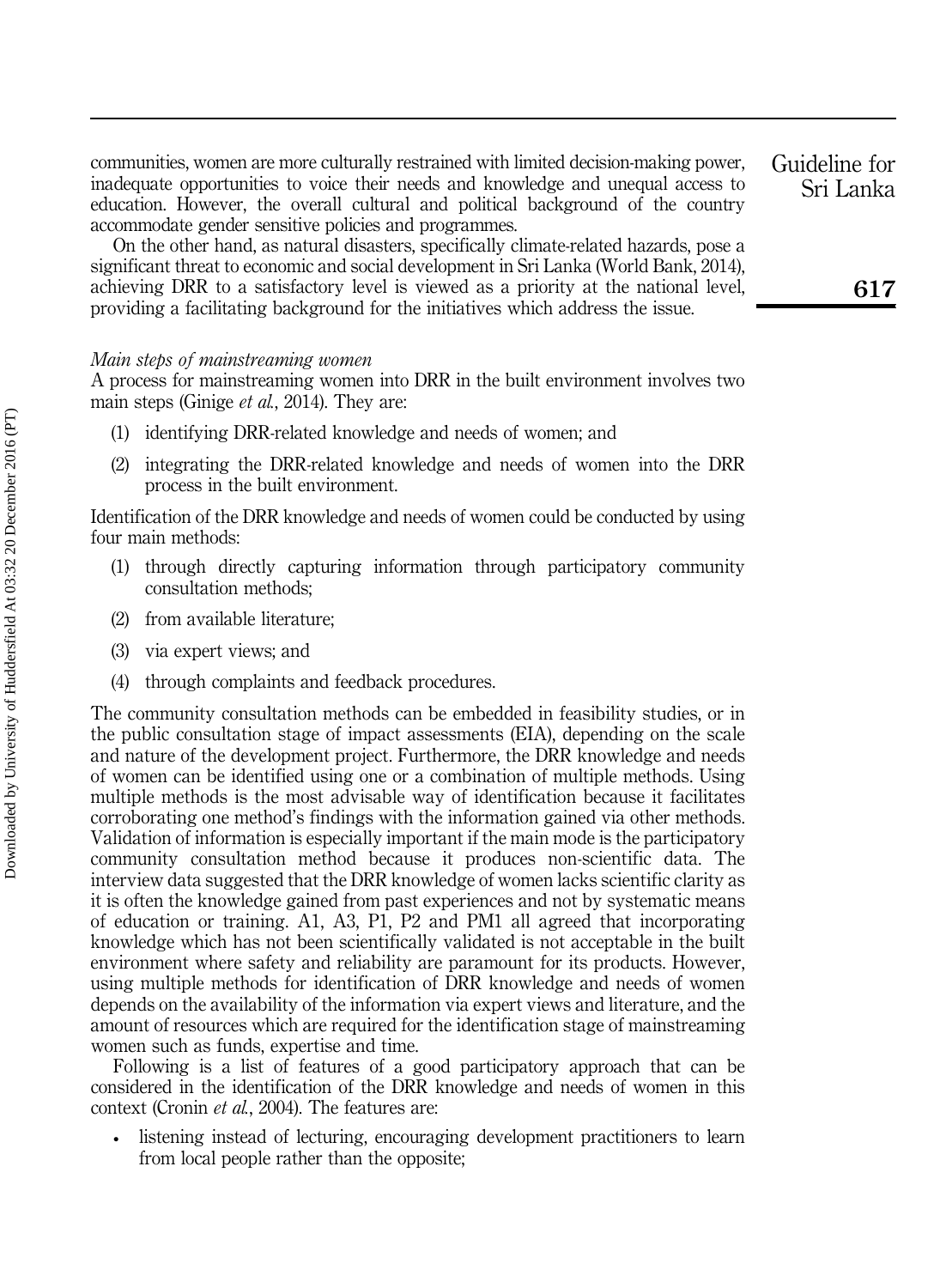communities, women are more culturally restrained with limited decision-making power, inadequate opportunities to voice their needs and knowledge and unequal access to education. However, the overall cultural and political background of the country accommodate gender sensitive policies and programmes.

On the other hand, as natural disasters, specifically climate-related hazards, pose a significant threat to economic and social development in Sri Lanka (World Bank, 2014), achieving DRR to a satisfactory level is viewed as a priority at the national level, providing a facilitating background for the initiatives which address the issue.

*Main steps of mainstreaming women*

A process for mainstreaming women into DRR in the built environment involves two main steps (Ginige *et al.*, 2014). They are:

(1) identifying DRR-related knowledge and needs of women; and

(2) integrating the DRR-related knowledge and needs of women into the DRR process in the built environment.

Identification of the DRR knowledge and needs of women could be conducted by using four main methods:

(1) through directly capturing information through participatory community consultation methods;

(2) from available literature;

(3) via expert views; and

(4) through complaints and feedback procedures.

The community consultation methods can be embedded in feasibility studies, or in the public consultation stage of impact assessments (EIA), depending on the scale and nature of the development project. Furthermore, the DRR knowledge and needs of women can be identified using one or a combination of multiple methods. Using multiple methods is the most advisable way of identification because it facilitates corroborating one method's findings with the information gained via other methods. Validation of information is especially important if the main mode is the participatory community consultation method because it produces non-scientific data. The interview data suggested that the DRR knowledge of women lacks scientific clarity as it is often the knowledge gained from past experiences and not by systematic means of education or training. A1, A3, P1, P2 and PM1 all agreed that incorporating knowledge which has not been scientifically validated is not acceptable in the built environment where safety and reliability are paramount for its products. However, using multiple methods for identification of DRR knowledge and needs of women depends on the availability of the information via expert views and literature, and the amount of resources which are required for the identification stage of mainstreaming women such as funds, expertise and time.

Following is a list of features of a good participatory approach that can be considered in the identification of the DRR knowledge and needs of women in this context (Cronin *et al.*, 2004). The features are:

- listening instead of lecturing, encouraging development practitioners to learn from local people rather than the opposite;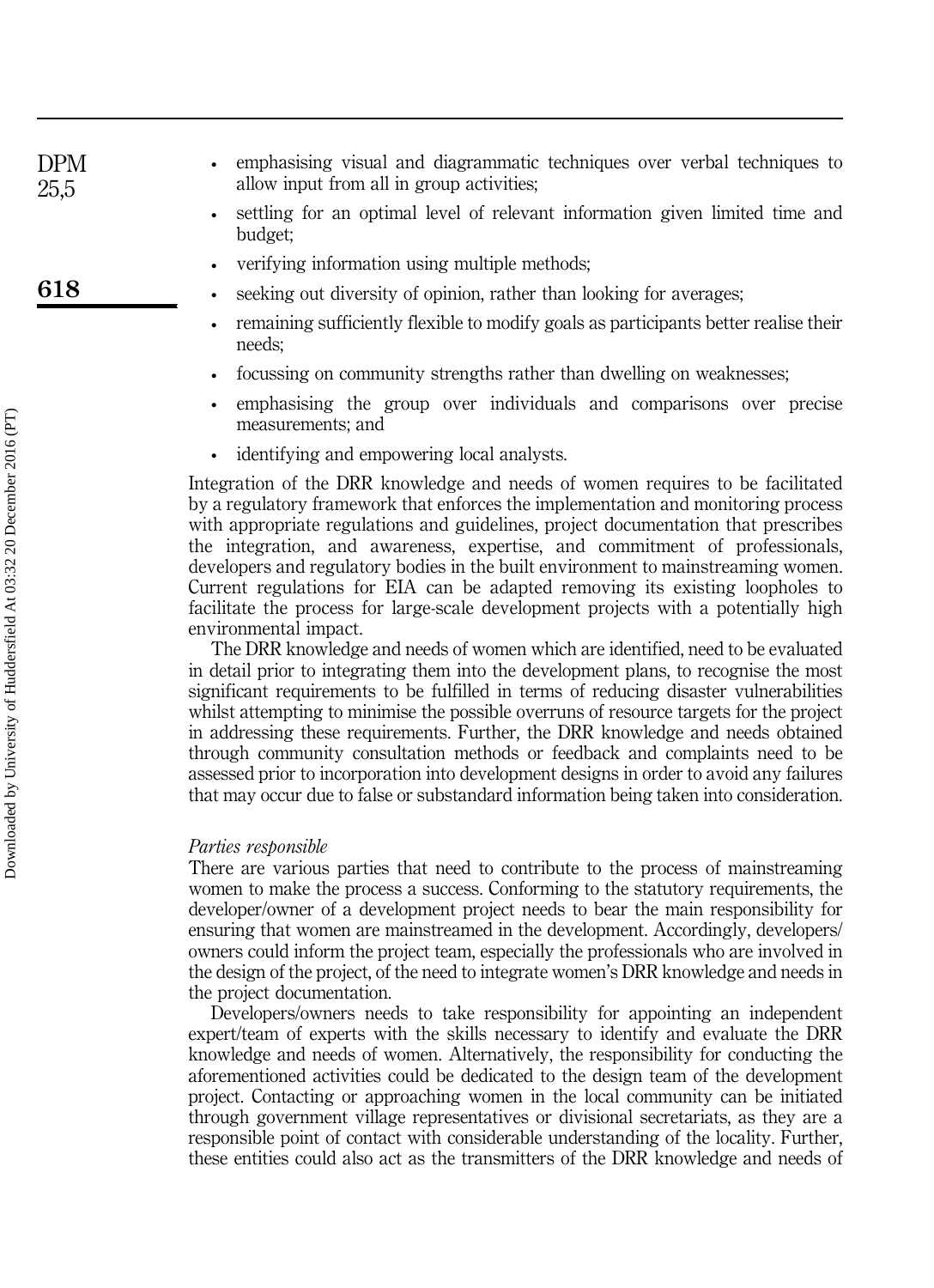- emphasising visual and diagrammatic techniques over verbal techniques to allow input from all in group activities;
- settling for an optimal level of relevant information given limited time and budget;
- verifying information using multiple methods;
- seeking out diversity of opinion, rather than looking for averages;
- remaining sufficiently flexible to modify goals as participants better realise their needs;
- focussing on community strengths rather than dwelling on weaknesses;
- emphasising the group over individuals and comparisons over precise measurements; and
- identifying and empowering local analysts.

Integration of the DRR knowledge and needs of women requires to be facilitated by a regulatory framework that enforces the implementation and monitoring process with appropriate regulations and guidelines, project documentation that prescribes the integration, and awareness, expertise, and commitment of professionals, developers and regulatory bodies in the built environment to mainstreaming women. Current regulations for EIA can be adapted removing its existing loopholes to facilitate the process for large-scale development projects with a potentially high environmental impact.

The DRR knowledge and needs of women which are identified, need to be evaluated in detail prior to integrating them into the development plans, to recognise the most significant requirements to be fulfilled in terms of reducing disaster vulnerabilities whilst attempting to minimise the possible overruns of resource targets for the project in addressing these requirements. Further, the DRR knowledge and needs obtained through community consultation methods or feedback and complaints need to be assessed prior to incorporation into development designs in order to avoid any failures that may occur due to false or substandard information being taken into consideration.

*Parties responsible*

There are various parties that need to contribute to the process of mainstreaming women to make the process a success. Conforming to the statutory requirements, the developer/owner of a development project needs to bear the main responsibility for ensuring that women are mainstreamed in the development. Accordingly, developers/owners could inform the project team, especially the professionals who are involved in the design of the project, of the need to integrate women's DRR knowledge and needs in the project documentation.

Developers/owners needs to take responsibility for appointing an independent expert/team of experts with the skills necessary to identify and evaluate the DRR knowledge and needs of women. Alternatively, the responsibility for conducting the aforementioned activities could be dedicated to the design team of the development project. Contacting or approaching women in the local community can be initiated through government village representatives or divisional secretariats, as they are a responsible point of contact with considerable understanding of the locality. Further, these entities could also act as the transmitters of the DRR knowledge and needs of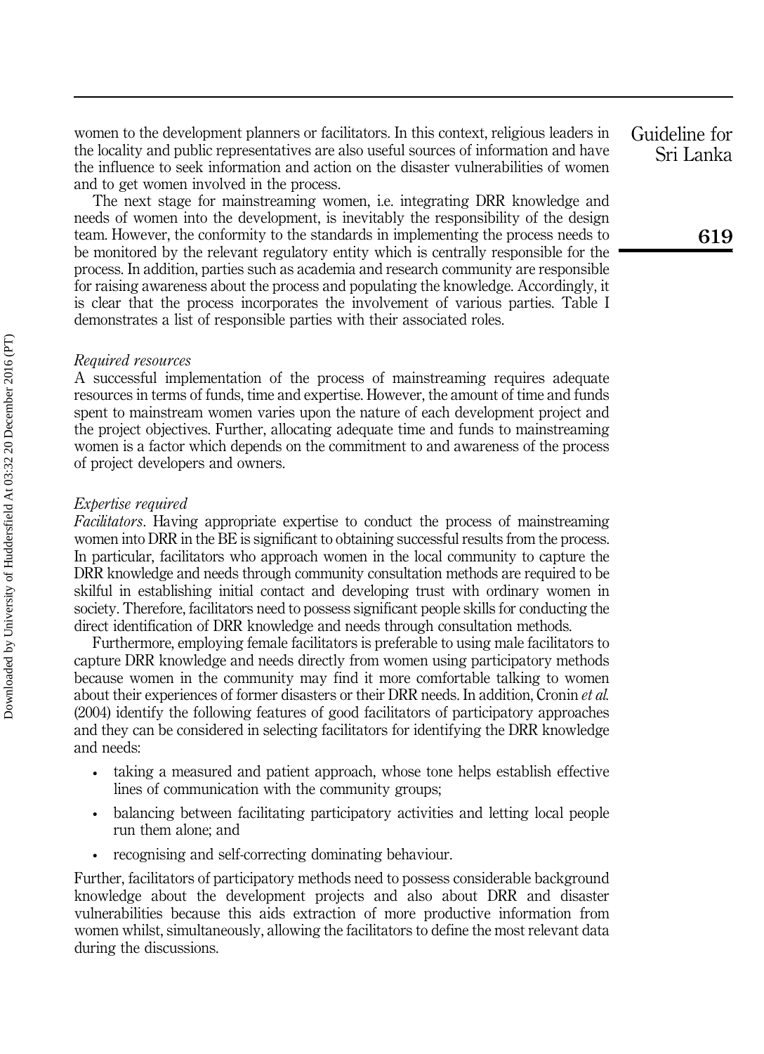women to the development planners or facilitators. In this context, religious leaders in the locality and public representatives are also useful sources of information and have the influence to seek information and action on the disaster vulnerabilities of women and to get women involved in the process.

The next stage for mainstreaming women, i.e. integrating DRR knowledge and needs of women into the development, is inevitably the responsibility of the design team. However, the conformity to the standards in implementing the process needs to be monitored by the relevant regulatory entity which is centrally responsible for the process. In addition, parties such as academia and research community are responsible for raising awareness about the process and populating the knowledge. Accordingly, it is clear that the process incorporates the involvement of various parties. Table I demonstrates a list of responsible parties with their associated roles.

*Required resources*

A successful implementation of the process of mainstreaming requires adequate resources in terms of funds, time and expertise. However, the amount of time and funds spent to mainstream women varies upon the nature of each development project and the project objectives. Further, allocating adequate time and funds to mainstreaming women is a factor which depends on the commitment to and awareness of the process of project developers and owners.

*Expertise required*

*Facilitators*. Having appropriate expertise to conduct the process of mainstreaming women into DRR in the BE is significant to obtaining successful results from the process. In particular, facilitators who approach women in the local community to capture the DRR knowledge and needs through community consultation methods are required to be skilful in establishing initial contact and developing trust with ordinary women in society. Therefore, facilitators need to possess significant people skills for conducting the direct identification of DRR knowledge and needs through consultation methods.

Furthermore, employing female facilitators is preferable to using male facilitators to capture DRR knowledge and needs directly from women using participatory methods because women in the community may find it more comfortable talking to women about their experiences of former disasters or their DRR needs. In addition, Cronin *et al.* (2004) identify the following features of good facilitators of participatory approaches and they can be considered in selecting facilitators for identifying the DRR knowledge and needs:

- taking a measured and patient approach, whose tone helps establish effective lines of communication with the community groups;
- balancing between facilitating participatory activities and letting local people run them alone; and
- recognising and self-correcting dominating behaviour.

Further, facilitators of participatory methods need to possess considerable background knowledge about the development projects and also about DRR and disaster vulnerabilities because this aids extraction of more productive information from women whilst, simultaneously, allowing the facilitators to define the most relevant data during the discussions.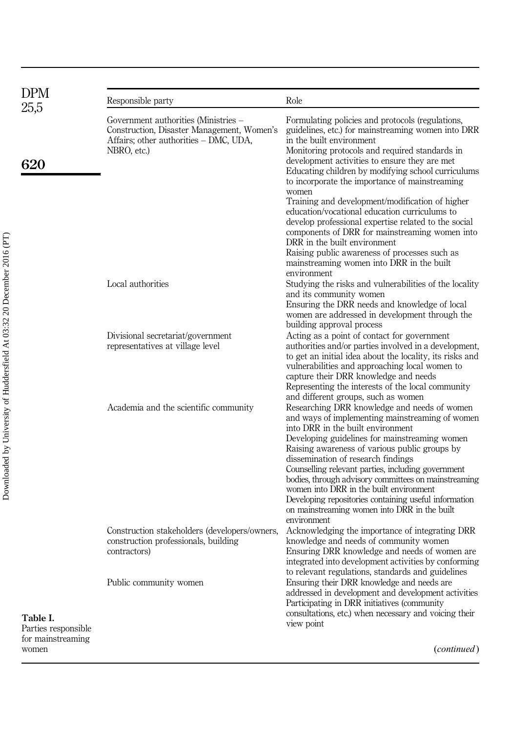| Responsible party | Role |
|---|---|
| Government authorities (Ministries – Construction, Disaster Management, Women's Affairs; other authorities – DMC, UDA, NBRO, etc.) | Formulating policies and protocols (regulations, guidelines, etc.) for mainstreaming women into DRR in the built environment<br>Monitoring protocols and required standards in development activities to ensure they are met<br>Educating children by modifying school curriculums to incorporate the importance of mainstreaming women<br>Training and development/modification of higher education/vocational education curriculums to develop professional expertise related to the social components of DRR for mainstreaming women into DRR in the built environment<br>Raising public awareness of processes such as mainstreaming women into DRR in the built environment |
| Local authorities | Studying the risks and vulnerabilities of the locality and its community women<br>Ensuring the DRR needs and knowledge of local women are addressed in development through the building approval process |
| Divisional secretariat/government representatives at village level | Acting as a point of contact for government authorities and/or parties involved in a development, to get an initial idea about the locality, its risks and vulnerabilities and approaching local women to capture their DRR knowledge and needs<br>Representing the interests of the local community and different groups, such as women |
| Academia and the scientific community | Researching DRR knowledge and needs of women and ways of implementing mainstreaming of women into DRR in the built environment<br>Developing guidelines for mainstreaming women<br>Raising awareness of various public groups by dissemination of research findings<br>Counselling relevant parties, including government bodies, through advisory committees on mainstreaming women into DRR in the built environment<br>Developing repositories containing useful information on mainstreaming women into DRR in the built environment |
| Construction stakeholders (developers/owners, construction professionals, building contractors) | Acknowledging the importance of integrating DRR knowledge and needs of community women<br>Ensuring DRR knowledge and needs of women are integrated into development activities by conforming to relevant regulations, standards and guidelines |
| Public community women | Ensuring their DRR knowledge and needs are addressed in development and development activities<br>Participating in DRR initiatives (community consultations, etc.) when necessary and voicing their view point |

(*continued*)

**Table I.** Parties responsible for mainstreaming women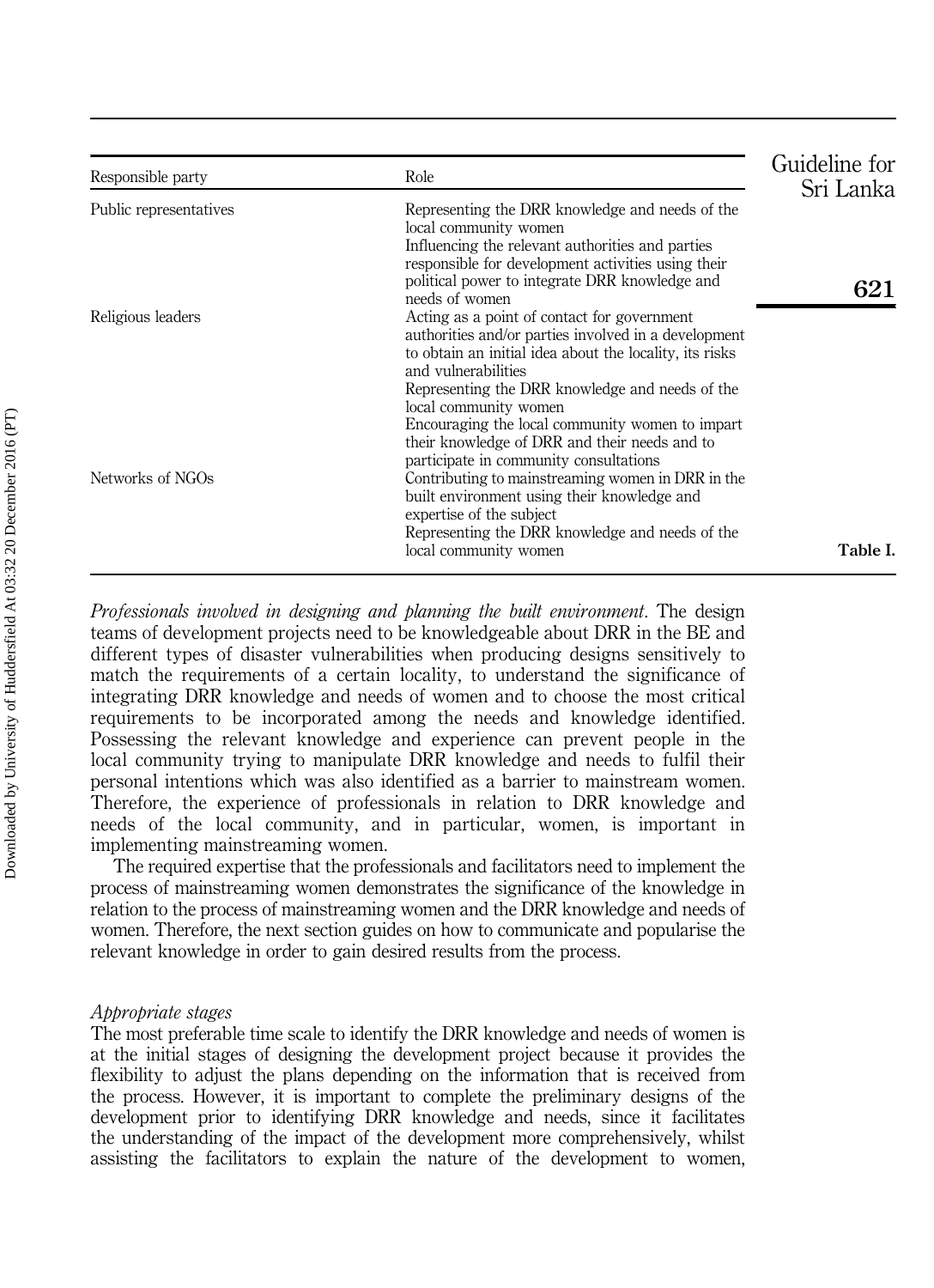| Responsible party | Role |
| --- | --- |
| Public representatives | Representing the DRR knowledge and needs of the local community women<br>Influencing the relevant authorities and parties responsible for development activities using their political power to integrate DRR knowledge and needs of women |
| Religious leaders | Acting as a point of contact for government authorities and/or parties involved in a development to obtain an initial idea about the locality, its risks and vulnerabilities<br>Representing the DRR knowledge and needs of the local community women<br>Encouraging the local community women to impart their knowledge of DRR and their needs and to participate in community consultations |
| Networks of NGOs | Contributing to mainstreaming women in DRR in the built environment using their knowledge and expertise of the subject<br>Representing the DRR knowledge and needs of the local community women |

**Table I.**

*Professionals involved in designing and planning the built environment*. The design teams of development projects need to be knowledgeable about DRR in the BE and different types of disaster vulnerabilities when producing designs sensitively to match the requirements of a certain locality, to understand the significance of integrating DRR knowledge and needs of women and to choose the most critical requirements to be incorporated among the needs and knowledge identified. Possessing the relevant knowledge and experience can prevent people in the local community trying to manipulate DRR knowledge and needs to fulfil their personal intentions which was also identified as a barrier to mainstream women. Therefore, the experience of professionals in relation to DRR knowledge and needs of the local community, and in particular, women, is important in implementing mainstreaming women.

The required expertise that the professionals and facilitators need to implement the process of mainstreaming women demonstrates the significance of the knowledge in relation to the process of mainstreaming women and the DRR knowledge and needs of women. Therefore, the next section guides on how to communicate and popularise the relevant knowledge in order to gain desired results from the process.

*Appropriate stages*

The most preferable time scale to identify the DRR knowledge and needs of women is at the initial stages of designing the development project because it provides the flexibility to adjust the plans depending on the information that is received from the process. However, it is important to complete the preliminary designs of the development prior to identifying DRR knowledge and needs, since it facilitates the understanding of the impact of the development more comprehensively, whilst assisting the facilitators to explain the nature of the development to women,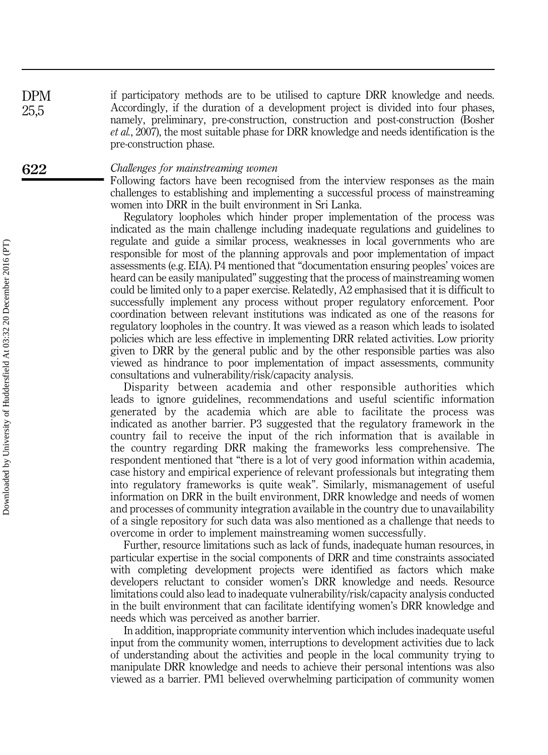if participatory methods are to be utilised to capture DRR knowledge and needs. Accordingly, if the duration of a development project is divided into four phases, namely, preliminary, pre-construction, construction and post-construction (Bosher *et al.*, 2007), the most suitable phase for DRR knowledge and needs identification is the pre-construction phase.

### *Challenges for mainstreaming women*

Following factors have been recognised from the interview responses as the main challenges to establishing and implementing a successful process of mainstreaming women into DRR in the built environment in Sri Lanka.

Regulatory loopholes which hinder proper implementation of the process was indicated as the main challenge including inadequate regulations and guidelines to regulate and guide a similar process, weaknesses in local governments who are responsible for most of the planning approvals and poor implementation of impact assessments (e.g. EIA). P4 mentioned that "documentation ensuring peoples' voices are heard can be easily manipulated" suggesting that the process of mainstreaming women could be limited only to a paper exercise. Relatedly, A2 emphasised that it is difficult to successfully implement any process without proper regulatory enforcement. Poor coordination between relevant institutions was indicated as one of the reasons for regulatory loopholes in the country. It was viewed as a reason which leads to isolated policies which are less effective in implementing DRR related activities. Low priority given to DRR by the general public and by the other responsible parties was also viewed as hindrance to poor implementation of impact assessments, community consultations and vulnerability/risk/capacity analysis.

Disparity between academia and other responsible authorities which leads to ignore guidelines, recommendations and useful scientific information generated by the academia which are able to facilitate the process was indicated as another barrier. P3 suggested that the regulatory framework in the country fail to receive the input of the rich information that is available in the country regarding DRR making the frameworks less comprehensive. The respondent mentioned that "there is a lot of very good information within academia, case history and empirical experience of relevant professionals but integrating them into regulatory frameworks is quite weak". Similarly, mismanagement of useful information on DRR in the built environment, DRR knowledge and needs of women and processes of community integration available in the country due to unavailability of a single repository for such data was also mentioned as a challenge that needs to overcome in order to implement mainstreaming women successfully.

Further, resource limitations such as lack of funds, inadequate human resources, in particular expertise in the social components of DRR and time constraints associated with completing development projects were identified as factors which make developers reluctant to consider women's DRR knowledge and needs. Resource limitations could also lead to inadequate vulnerability/risk/capacity analysis conducted in the built environment that can facilitate identifying women's DRR knowledge and needs which was perceived as another barrier.

In addition, inappropriate community intervention which includes inadequate useful input from the community women, interruptions to development activities due to lack of understanding about the activities and people in the local community trying to manipulate DRR knowledge and needs to achieve their personal intentions was also viewed as a barrier. PM1 believed overwhelming participation of community women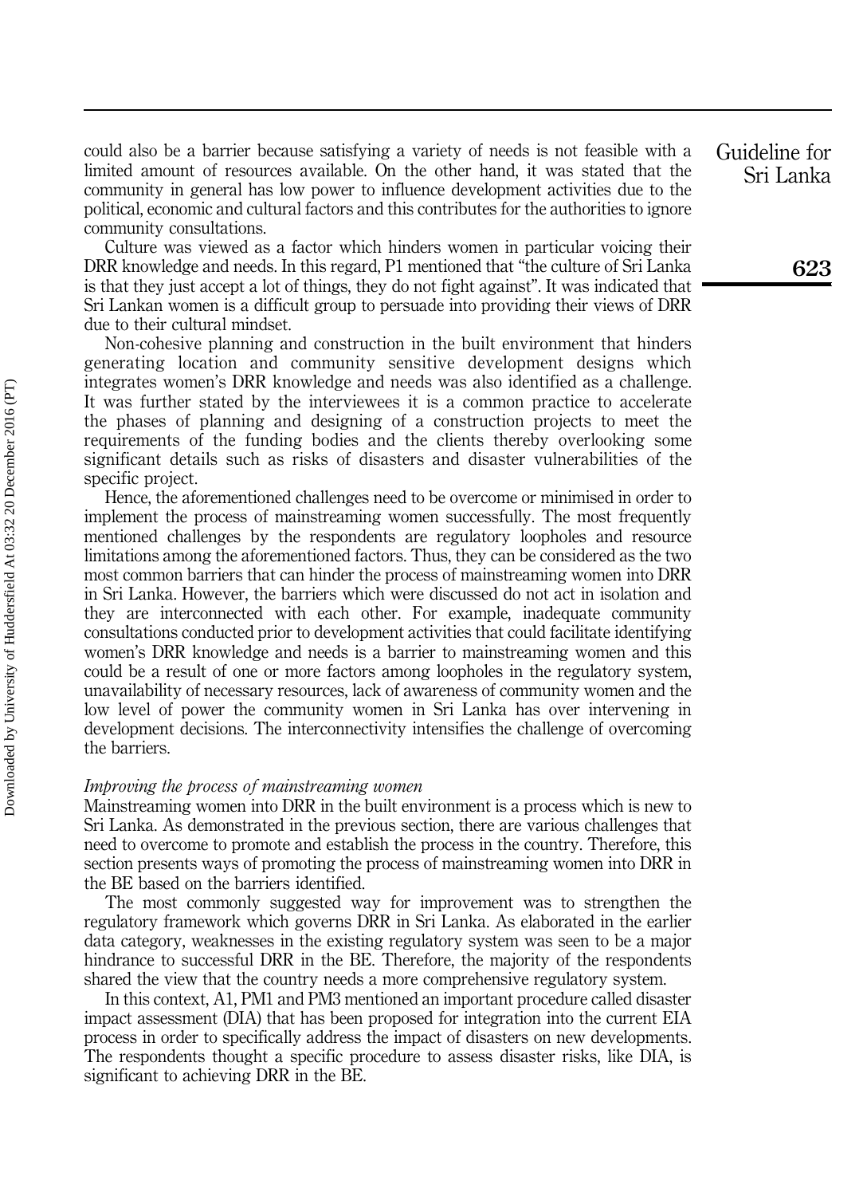could also be a barrier because satisfying a variety of needs is not feasible with a limited amount of resources available. On the other hand, it was stated that the community in general has low power to influence development activities due to the political, economic and cultural factors and this contributes for the authorities to ignore community consultations.

Culture was viewed as a factor which hinders women in particular voicing their DRR knowledge and needs. In this regard, P1 mentioned that "the culture of Sri Lanka is that they just accept a lot of things, they do not fight against". It was indicated that Sri Lankan women is a difficult group to persuade into providing their views of DRR due to their cultural mindset.

Non-cohesive planning and construction in the built environment that hinders generating location and community sensitive development designs which integrates women's DRR knowledge and needs was also identified as a challenge. It was further stated by the interviewees it is a common practice to accelerate the phases of planning and designing of a construction projects to meet the requirements of the funding bodies and the clients thereby overlooking some significant details such as risks of disasters and disaster vulnerabilities of the specific project.

Hence, the aforementioned challenges need to be overcome or minimised in order to implement the process of mainstreaming women successfully. The most frequently mentioned challenges by the respondents are regulatory loopholes and resource limitations among the aforementioned factors. Thus, they can be considered as the two most common barriers that can hinder the process of mainstreaming women into DRR in Sri Lanka. However, the barriers which were discussed do not act in isolation and they are interconnected with each other. For example, inadequate community consultations conducted prior to development activities that could facilitate identifying women's DRR knowledge and needs is a barrier to mainstreaming women and this could be a result of one or more factors among loopholes in the regulatory system, unavailability of necessary resources, lack of awareness of community women and the low level of power the community women in Sri Lanka has over intervening in development decisions. The interconnectivity intensifies the challenge of overcoming the barriers.

*Improving the process of mainstreaming women*

Mainstreaming women into DRR in the built environment is a process which is new to Sri Lanka. As demonstrated in the previous section, there are various challenges that need to overcome to promote and establish the process in the country. Therefore, this section presents ways of promoting the process of mainstreaming women into DRR in the BE based on the barriers identified.

The most commonly suggested way for improvement was to strengthen the regulatory framework which governs DRR in Sri Lanka. As elaborated in the earlier data category, weaknesses in the existing regulatory system was seen to be a major hindrance to successful DRR in the BE. Therefore, the majority of the respondents shared the view that the country needs a more comprehensive regulatory system.

In this context, A1, PM1 and PM3 mentioned an important procedure called disaster impact assessment (DIA) that has been proposed for integration into the current EIA process in order to specifically address the impact of disasters on new developments. The respondents thought a specific procedure to assess disaster risks, like DIA, is significant to achieving DRR in the BE.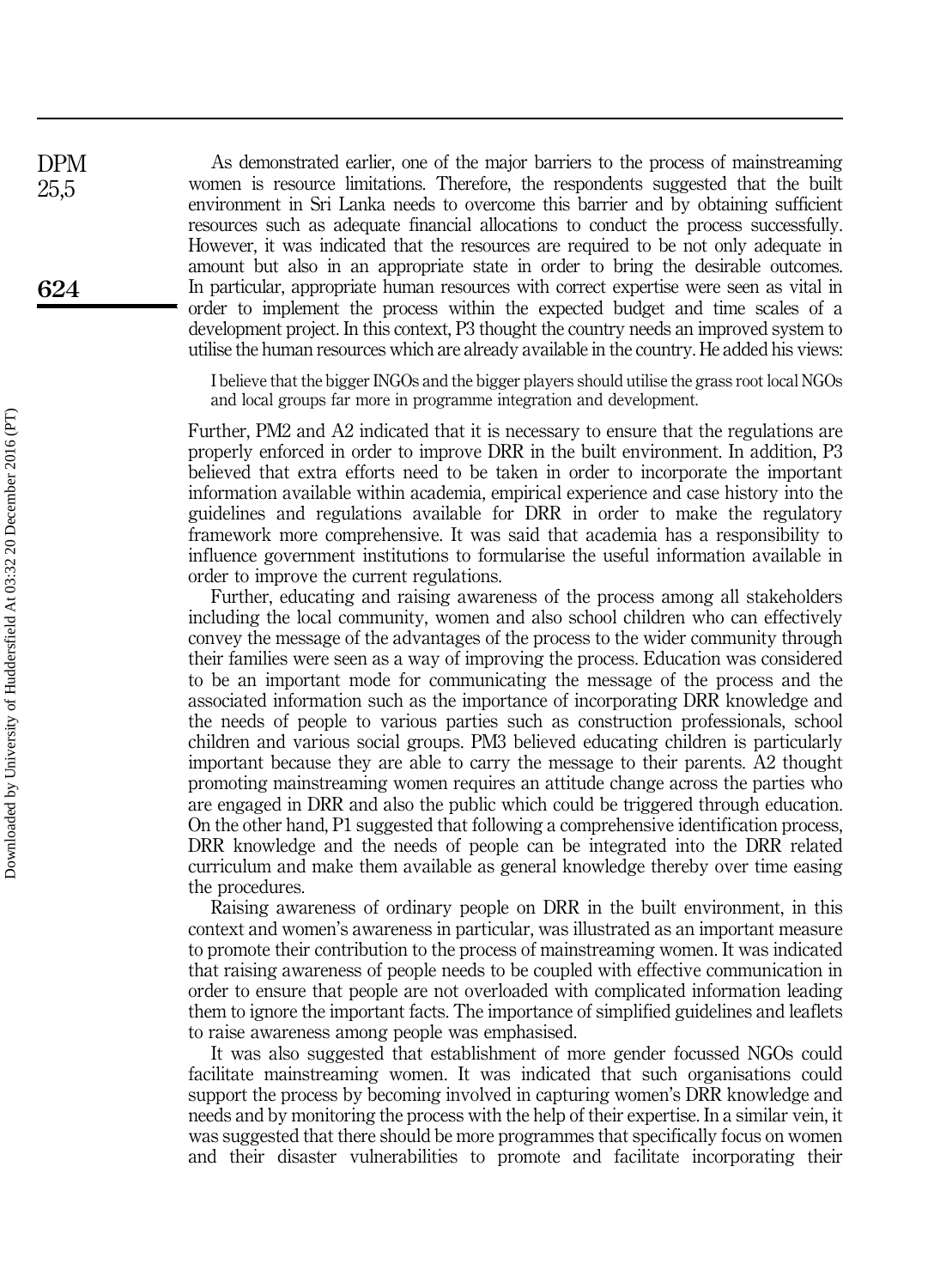As demonstrated earlier, one of the major barriers to the process of mainstreaming women is resource limitations. Therefore, the respondents suggested that the built environment in Sri Lanka needs to overcome this barrier and by obtaining sufficient resources such as adequate financial allocations to conduct the process successfully. However, it was indicated that the resources are required to be not only adequate in amount but also in an appropriate state in order to bring the desirable outcomes. In particular, appropriate human resources with correct expertise were seen as vital in order to implement the process within the expected budget and time scales of a development project. In this context, P3 thought the country needs an improved system to utilise the human resources which are already available in the country. He added his views:

> I believe that the bigger INGOs and the bigger players should utilise the grass root local NGOs and local groups far more in programme integration and development.

Further, PM2 and A2 indicated that it is necessary to ensure that the regulations are properly enforced in order to improve DRR in the built environment. In addition, P3 believed that extra efforts need to be taken in order to incorporate the important information available within academia, empirical experience and case history into the guidelines and regulations available for DRR in order to make the regulatory framework more comprehensive. It was said that academia has a responsibility to influence government institutions to formularise the useful information available in order to improve the current regulations.

Further, educating and raising awareness of the process among all stakeholders including the local community, women and also school children who can effectively convey the message of the advantages of the process to the wider community through their families were seen as a way of improving the process. Education was considered to be an important mode for communicating the message of the process and the associated information such as the importance of incorporating DRR knowledge and the needs of people to various parties such as construction professionals, school children and various social groups. PM3 believed educating children is particularly important because they are able to carry the message to their parents. A2 thought promoting mainstreaming women requires an attitude change across the parties who are engaged in DRR and also the public which could be triggered through education. On the other hand, P1 suggested that following a comprehensive identification process, DRR knowledge and the needs of people can be integrated into the DRR related curriculum and make them available as general knowledge thereby over time easing the procedures.

Raising awareness of ordinary people on DRR in the built environment, in this context and women's awareness in particular, was illustrated as an important measure to promote their contribution to the process of mainstreaming women. It was indicated that raising awareness of people needs to be coupled with effective communication in order to ensure that people are not overloaded with complicated information leading them to ignore the important facts. The importance of simplified guidelines and leaflets to raise awareness among people was emphasised.

It was also suggested that establishment of more gender focussed NGOs could facilitate mainstreaming women. It was indicated that such organisations could support the process by becoming involved in capturing women's DRR knowledge and needs and by monitoring the process with the help of their expertise. In a similar vein, it was suggested that there should be more programmes that specifically focus on women and their disaster vulnerabilities to promote and facilitate incorporating their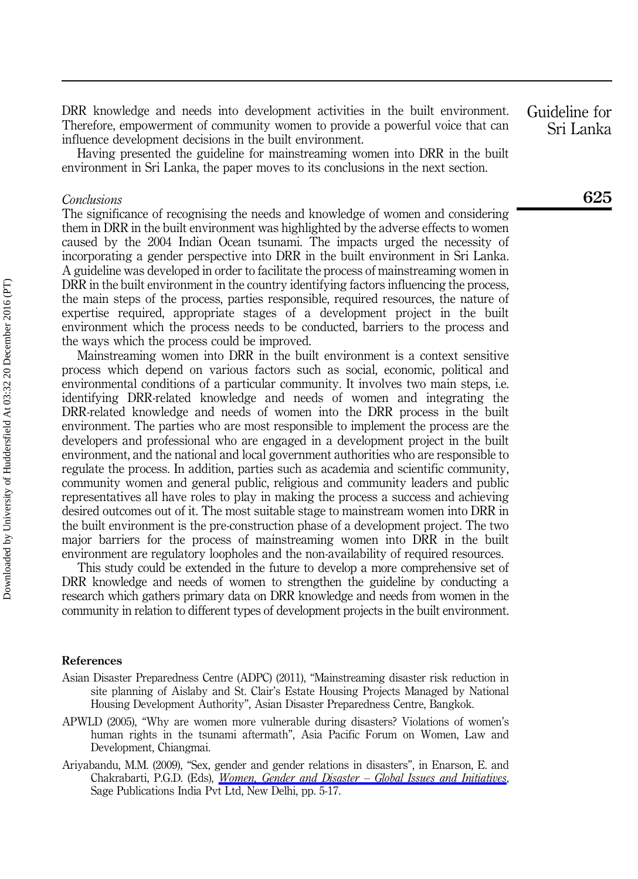DRR knowledge and needs into development activities in the built environment. Therefore, empowerment of community women to provide a powerful voice that can influence development decisions in the built environment.

Having presented the guideline for mainstreaming women into DRR in the built environment in Sri Lanka, the paper moves to its conclusions in the next section.

### *Conclusions*

The significance of recognising the needs and knowledge of women and considering them in DRR in the built environment was highlighted by the adverse effects to women caused by the 2004 Indian Ocean tsunami. The impacts urged the necessity of incorporating a gender perspective into DRR in the built environment in Sri Lanka. A guideline was developed in order to facilitate the process of mainstreaming women in DRR in the built environment in the country identifying factors influencing the process, the main steps of the process, parties responsible, required resources, the nature of expertise required, appropriate stages of a development project in the built environment which the process needs to be conducted, barriers to the process and the ways which the process could be improved.

Mainstreaming women into DRR in the built environment is a context sensitive process which depend on various factors such as social, economic, political and environmental conditions of a particular community. It involves two main steps, i.e. identifying DRR-related knowledge and needs of women and integrating the DRR-related knowledge and needs of women into the DRR process in the built environment. The parties who are most responsible to implement the process are the developers and professional who are engaged in a development project in the built environment, and the national and local government authorities who are responsible to regulate the process. In addition, parties such as academia and scientific community, community women and general public, religious and community leaders and public representatives all have roles to play in making the process a success and achieving desired outcomes out of it. The most suitable stage to mainstream women into DRR in the built environment is the pre-construction phase of a development project. The two major barriers for the process of mainstreaming women into DRR in the built environment are regulatory loopholes and the non-availability of required resources.

This study could be extended in the future to develop a more comprehensive set of DRR knowledge and needs of women to strengthen the guideline by conducting a research which gathers primary data on DRR knowledge and needs from women in the community in relation to different types of development projects in the built environment.

## References

Asian Disaster Preparedness Centre (ADPC) (2011), "Mainstreaming disaster risk reduction in site planning of Aislaby and St. Clair's Estate Housing Projects Managed by National Housing Development Authority", Asian Disaster Preparedness Centre, Bangkok.

APWLD (2005), "Why are women more vulnerable during disasters? Violations of women's human rights in the tsunami aftermath", Asia Pacific Forum on Women, Law and Development, Chiangmai.

Ariyabandu, M.M. (2009), "Sex, gender and gender relations in disasters", in Enarson, E. and Chakrabarti, P.G.D. (Eds), *Women, Gender and Disaster – Global Issues and Initiatives*, Sage Publications India Pvt Ltd, New Delhi, pp. 5-17.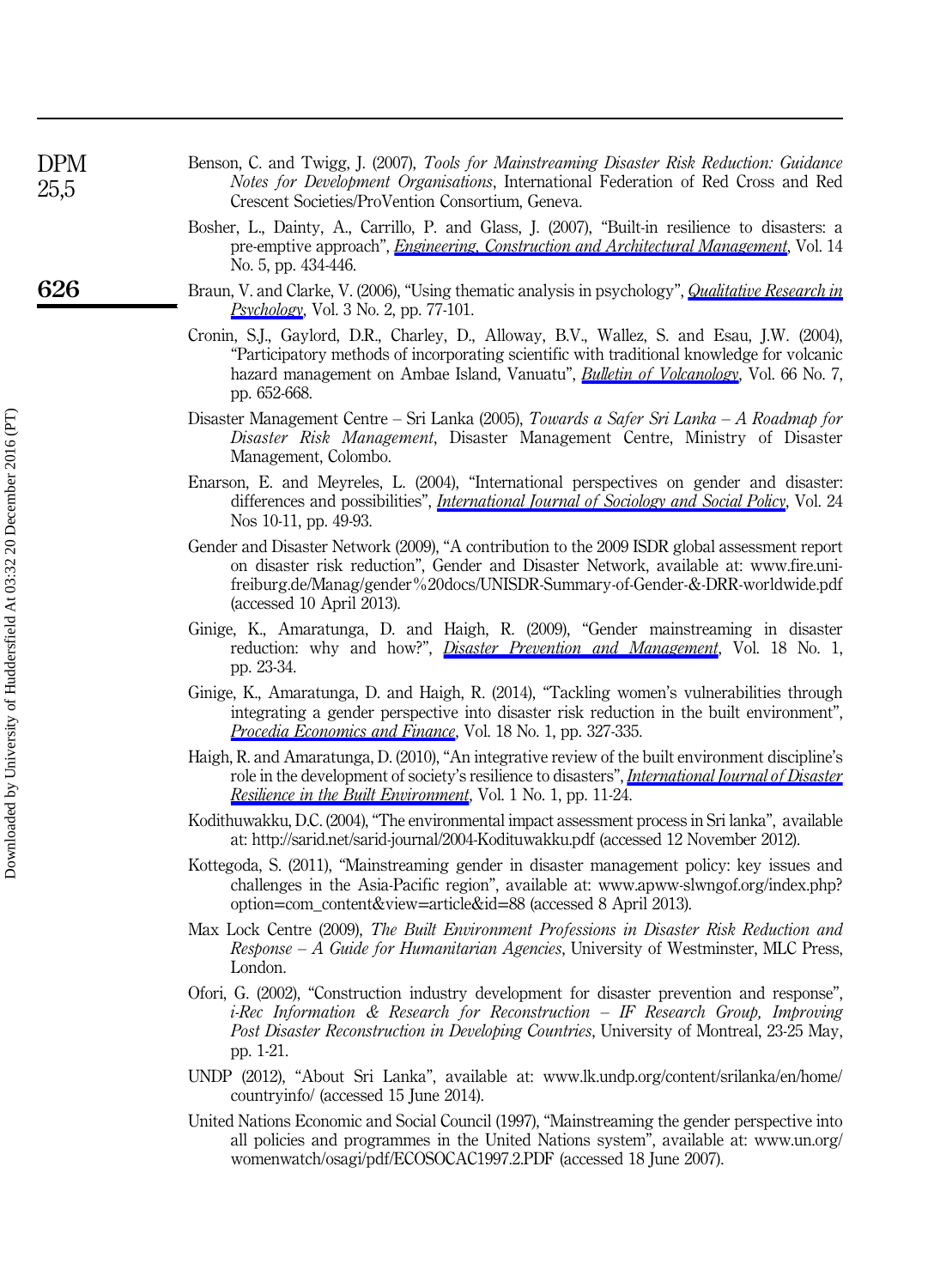Benson, C. and Twigg, J. (2007), *Tools for Mainstreaming Disaster Risk Reduction: Guidance Notes for Development Organisations*, International Federation of Red Cross and Red Crescent Societies/ProVention Consortium, Geneva.

Bosher, L., Dainty, A., Carrillo, P. and Glass, J. (2007), "Built-in resilience to disasters: a pre-emptive approach", *Engineering, Construction and Architectural Management*, Vol. 14 No. 5, pp. 434-446.

Braun, V. and Clarke, V. (2006), "Using thematic analysis in psychology", *Qualitative Research in Psychology*, Vol. 3 No. 2, pp. 77-101.

Cronin, S.J., Gaylord, D.R., Charley, D., Alloway, B.V., Wallez, S. and Esau, J.W. (2004), "Participatory methods of incorporating scientific with traditional knowledge for volcanic hazard management on Ambae Island, Vanuatu", *Bulletin of Volcanology*, Vol. 66 No. 7, pp. 652-668.

Disaster Management Centre – Sri Lanka (2005), *Towards a Safer Sri Lanka – A Roadmap for Disaster Risk Management*, Disaster Management Centre, Ministry of Disaster Management, Colombo.

Enarson, E. and Meyreles, L. (2004), "International perspectives on gender and disaster: differences and possibilities", *International Journal of Sociology and Social Policy*, Vol. 24 Nos 10-11, pp. 49-93.

Gender and Disaster Network (2009), "A contribution to the 2009 ISDR global assessment report on disaster risk reduction", Gender and Disaster Network, available at: www.fire.uni-freiburg.de/Manag/gender%20docs/UNISDR-Summary-of-Gender-&-DRR-worldwide.pdf (accessed 10 April 2013).

Ginige, K., Amaratunga, D. and Haigh, R. (2009), "Gender mainstreaming in disaster reduction: why and how?", *Disaster Prevention and Management*, Vol. 18 No. 1, pp. 23-34.

Ginige, K., Amaratunga, D. and Haigh, R. (2014), "Tackling women's vulnerabilities through integrating a gender perspective into disaster risk reduction in the built environment", *Procedia Economics and Finance*, Vol. 18 No. 1, pp. 327-335.

Haigh, R. and Amaratunga, D. (2010), "An integrative review of the built environment discipline's role in the development of society's resilience to disasters", *International Journal of Disaster Resilience in the Built Environment*, Vol. 1 No. 1, pp. 11-24.

Kodithuwakku, D.C. (2004), "The environmental impact assessment process in Sri lanka", available at: http://sarid.net/sarid-journal/2004-Kodituwakku.pdf (accessed 12 November 2012).

Kottegoda, S. (2011), "Mainstreaming gender in disaster management policy: key issues and challenges in the Asia-Pacific region", available at: www.apww-slwngof.org/index.php?option=com_content&view=article&id=88 (accessed 8 April 2013).

Max Lock Centre (2009), *The Built Environment Professions in Disaster Risk Reduction and Response – A Guide for Humanitarian Agencies*, University of Westminster, MLC Press, London.

Ofori, G. (2002), "Construction industry development for disaster prevention and response", *i-Rec Information & Research for Reconstruction – IF Research Group, Improving Post Disaster Reconstruction in Developing Countries*, University of Montreal, 23-25 May, pp. 1-21.

UNDP (2012), "About Sri Lanka", available at: www.lk.undp.org/content/srilanka/en/home/countryinfo/ (accessed 15 June 2014).

United Nations Economic and Social Council (1997), "Mainstreaming the gender perspective into all policies and programmes in the United Nations system", available at: www.un.org/womenwatch/osagi/pdf/ECOSOCAC1997.2.PDF (accessed 18 June 2007).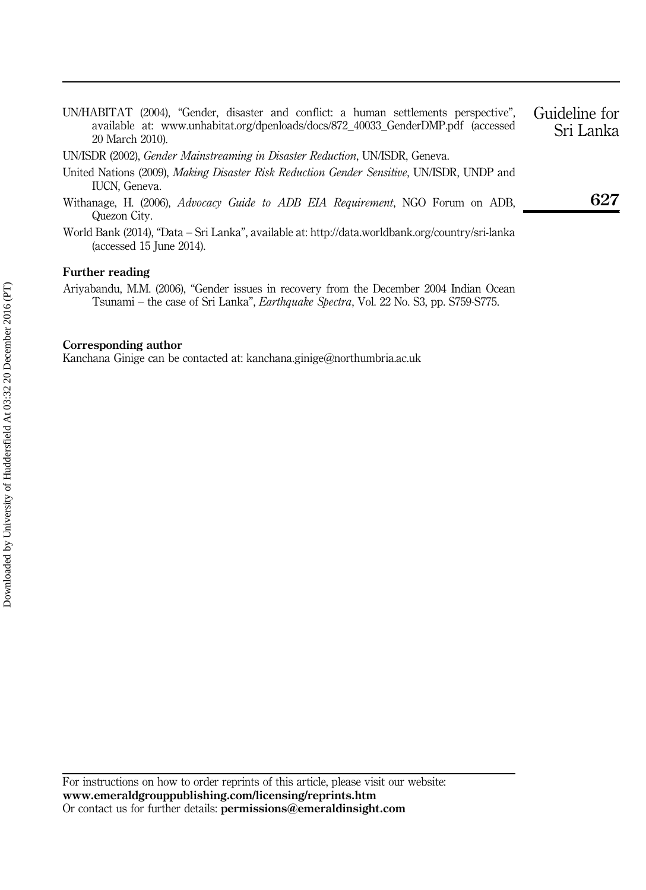UN/HABITAT (2004), "Gender, disaster and conflict: a human settlements perspective", available at: www.unhabitat.org/dpenloads/docs/872_40033_GenderDMP.pdf (accessed 20 March 2010).

UN/ISDR (2002), *Gender Mainstreaming in Disaster Reduction*, UN/ISDR, Geneva.

United Nations (2009), *Making Disaster Risk Reduction Gender Sensitive*, UN/ISDR, UNDP and IUCN, Geneva.

Withanage, H. (2006), *Advocacy Guide to ADB EIA Requirement*, NGO Forum on ADB, Quezon City.

World Bank (2014), "Data – Sri Lanka", available at: http://data.worldbank.org/country/sri-lanka (accessed 15 June 2014).

## Further reading

Ariyabandu, M.M. (2006), "Gender issues in recovery from the December 2004 Indian Ocean Tsunami – the case of Sri Lanka", *Earthquake Spectra*, Vol. 22 No. S3, pp. S759-S775.

## Corresponding author

Kanchana Ginige can be contacted at: kanchana.ginige@northumbria.ac.uk

For instructions on how to order reprints of this article, please visit our website:
**www.emeraldgrouppublishing.com/licensing/reprints.htm**
Or contact us for further details: **permissions@emeraldinsight.com**